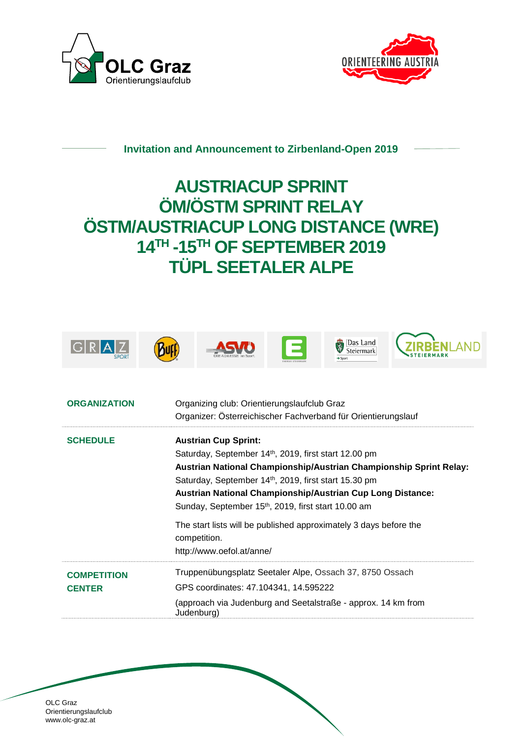Invitation and Announcement to Zirbenland-Open 2019

# AUSTRIACUP SPRINT
# ÖM/ÖSTM SPRINT RELAY
# ÖSTM/AUSTRIACUP LONG DISTANCE (WRE)
# 14TH -15TH OF SEPTEMBER 2019
# TÜPL SEETALER ALPE

| | |
|---|---|
| **ORGANIZATION** | Organizing club: Orientierungslaufclub Graz<br>Organizer: Österreichischer Fachverband für Orientierungslauf |
| **SCHEDULE** | **Austrian Cup Sprint:**<br>Saturday, September 14th, 2019, first start 12.00 pm<br>**Austrian National Championship/Austrian Championship Sprint Relay:**<br>Saturday, September 14th, 2019, first start 15.30 pm<br>**Austrian National Championship/Austrian Cup Long Distance:**<br>Sunday, September 15th, 2019, first start 10.00 am<br><br>The start lists will be published approximately 3 days before the competition.<br>http://www.oefol.at/anne/ |
| **COMPETITION CENTER** | Truppenübungsplatz Seetaler Alpe, Ossach 37, 8750 Ossach<br>GPS coordinates: 47.104341, 14.595222<br>(approach via Judenburg and Seetalstraße - approx. 14 km from Judenburg) |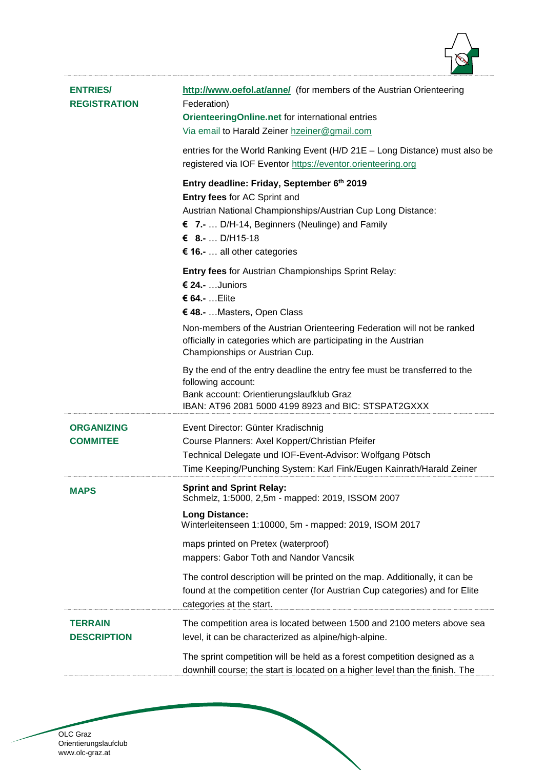## ENTRIES/ REGISTRATION

**http://www.oefol.at/anne/** (for members of the Austrian Orienteering Federation)
**OrienteeringOnline.net** for international entries
Via email to Harald Zeiner hzeiner@gmail.com

entries for the World Ranking Event (H/D 21E – Long Distance) must also be registered via IOF Eventor https://eventor.orienteering.org

**Entry deadline: Friday, September 6th 2019**
**Entry fees** for AC Sprint and
Austrian National Championships/Austrian Cup Long Distance:
**€ 7.-** … D/H-14, Beginners (Neulinge) and Family
**€ 8.-** … D/H15-18
**€ 16.-** … all other categories

**Entry fees** for Austrian Championships Sprint Relay:
**€ 24.-** …Juniors
**€ 64.-** …Elite
**€ 48.-** …Masters, Open Class

Non-members of the Austrian Orienteering Federation will not be ranked officially in categories which are participating in the Austrian Championships or Austrian Cup.

By the end of the entry deadline the entry fee must be transferred to the following account:
Bank account: Orientierungslaufklub Graz
IBAN: AT96 2081 5000 4199 8923 and BIC: STSPAT2GXXX

## ORGANIZING COMMITEE

Event Director: Günter Kradischnig
Course Planners: Axel Koppert/Christian Pfeifer
Technical Delegate und IOF-Event-Advisor: Wolfgang Pötsch
Time Keeping/Punching System: Karl Fink/Eugen Kainrath/Harald Zeiner

## MAPS

**Sprint and Sprint Relay:**
Schmelz, 1:5000, 2,5m - mapped: 2019, ISSOM 2007

**Long Distance:**
Winterleitenseen 1:10000, 5m - mapped: 2019, ISOM 2017

maps printed on Pretex (waterproof)
mappers: Gabor Toth and Nandor Vancsik

The control description will be printed on the map. Additionally, it can be found at the competition center (for Austrian Cup categories) and for Elite categories at the start.

## TERRAIN DESCRIPTION

The competition area is located between 1500 and 2100 meters above sea level, it can be characterized as alpine/high-alpine.

The sprint competition will be held as a forest competition designed as a downhill course; the start is located on a higher level than the finish. The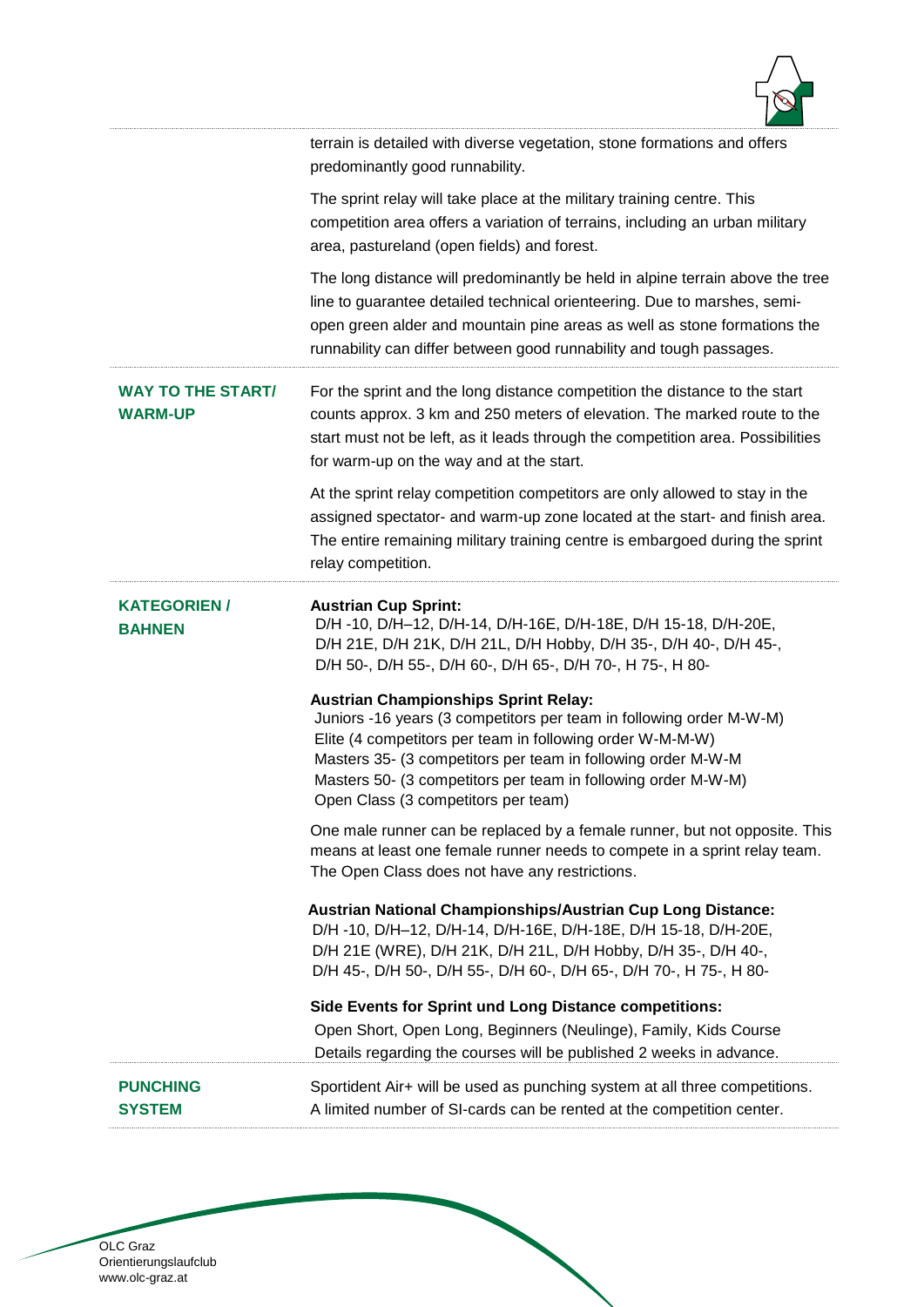terrain is detailed with diverse vegetation, stone formations and offers predominantly good runnability.

The sprint relay will take place at the military training centre. This competition area offers a variation of terrains, including an urban military area, pastureland (open fields) and forest.

The long distance will predominantly be held in alpine terrain above the tree line to guarantee detailed technical orienteering. Due to marshes, semi-open green alder and mountain pine areas as well as stone formations the runnability can differ between good runnability and tough passages.

## WAY TO THE START/ WARM-UP

For the sprint and the long distance competition the distance to the start counts approx. 3 km and 250 meters of elevation. The marked route to the start must not be left, as it leads through the competition area. Possibilities for warm-up on the way and at the start.

At the sprint relay competition competitors are only allowed to stay in the assigned spectator- and warm-up zone located at the start- and finish area. The entire remaining military training centre is embargoed during the sprint relay competition.

## KATEGORIEN / BAHNEN

**Austrian Cup Sprint:**
D/H -10, D/H–12, D/H-14, D/H-16E, D/H-18E, D/H 15-18, D/H-20E, D/H 21E, D/H 21K, D/H 21L, D/H Hobby, D/H 35-, D/H 40-, D/H 45-, D/H 50-, D/H 55-, D/H 60-, D/H 65-, D/H 70-, H 75-, H 80-

**Austrian Championships Sprint Relay:**
Juniors -16 years (3 competitors per team in following order M-W-M)
Elite (4 competitors per team in following order W-M-M-W)
Masters 35- (3 competitors per team in following order M-W-M
Masters 50- (3 competitors per team in following order M-W-M)
Open Class (3 competitors per team)

One male runner can be replaced by a female runner, but not opposite. This means at least one female runner needs to compete in a sprint relay team. The Open Class does not have any restrictions.

**Austrian National Championships/Austrian Cup Long Distance:**
D/H -10, D/H–12, D/H-14, D/H-16E, D/H-18E, D/H 15-18, D/H-20E, D/H 21E (WRE), D/H 21K, D/H 21L, D/H Hobby, D/H 35-, D/H 40-, D/H 45-, D/H 50-, D/H 55-, D/H 60-, D/H 65-, D/H 70-, H 75-, H 80-

**Side Events for Sprint und Long Distance competitions:**
Open Short, Open Long, Beginners (Neulinge), Family, Kids Course
Details regarding the courses will be published 2 weeks in advance.

## PUNCHING SYSTEM

Sportident Air+ will be used as punching system at all three competitions. A limited number of SI-cards can be rented at the competition center.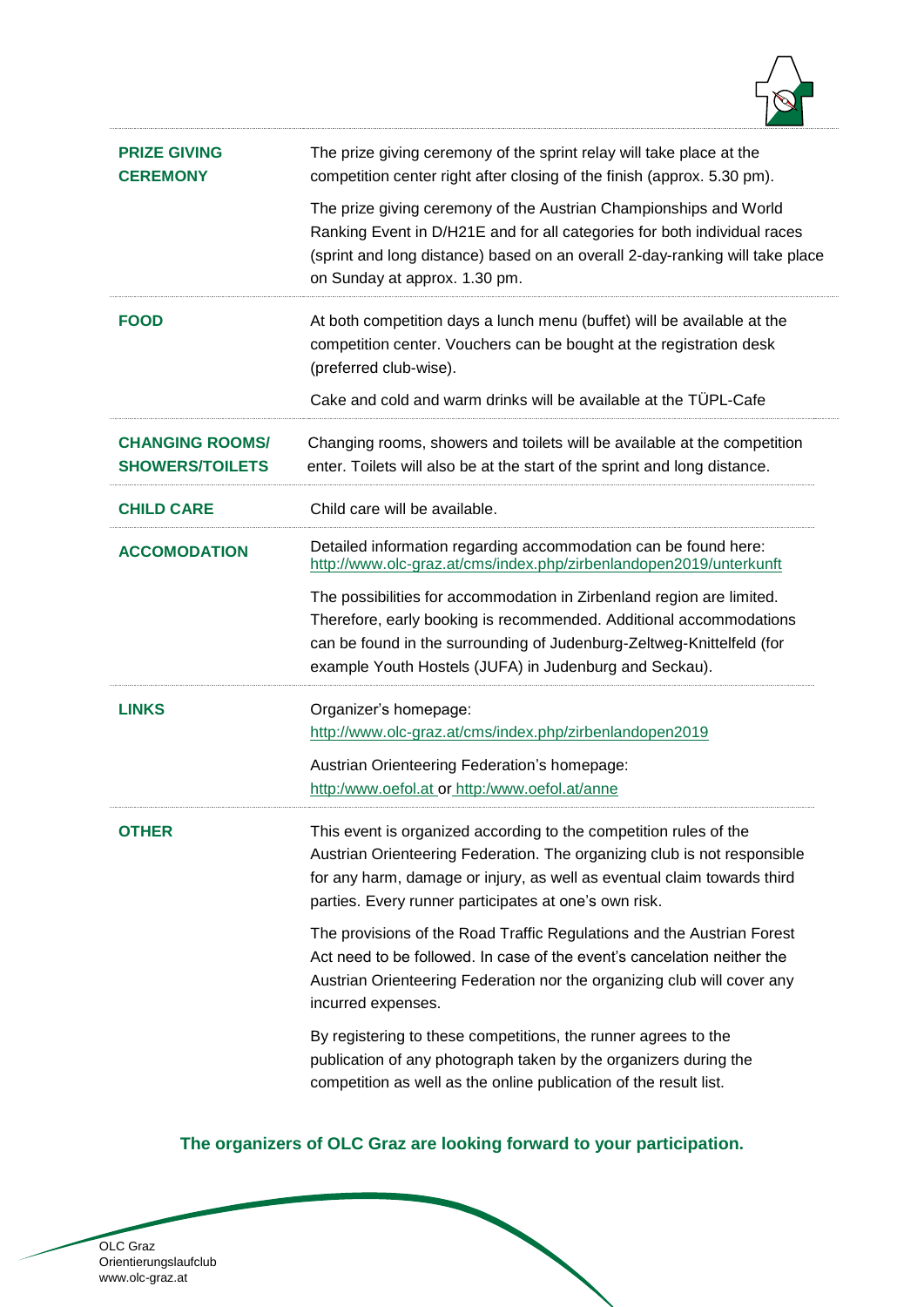**PRIZE GIVING CEREMONY**

The prize giving ceremony of the sprint relay will take place at the competition center right after closing of the finish (approx. 5.30 pm).

The prize giving ceremony of the Austrian Championships and World Ranking Event in D/H21E and for all categories for both individual races (sprint and long distance) based on an overall 2-day-ranking will take place on Sunday at approx. 1.30 pm.

**FOOD**

At both competition days a lunch menu (buffet) will be available at the competition center. Vouchers can be bought at the registration desk (preferred club-wise).

Cake and cold and warm drinks will be available at the TÜPL-Cafe

**CHANGING ROOMS/ SHOWERS/TOILETS**

Changing rooms, showers and toilets will be available at the competition enter. Toilets will also be at the start of the sprint and long distance.

**CHILD CARE**

Child care will be available.

**ACCOMODATION**

Detailed information regarding accommodation can be found here: http://www.olc-graz.at/cms/index.php/zirbenlandopen2019/unterkunft

The possibilities for accommodation in Zirbenland region are limited. Therefore, early booking is recommended. Additional accommodations can be found in the surrounding of Judenburg-Zeltweg-Knittelfeld (for example Youth Hostels (JUFA) in Judenburg and Seckau).

**LINKS**

Organizer's homepage:
http://www.olc-graz.at/cms/index.php/zirbenlandopen2019

Austrian Orienteering Federation's homepage:
http:/www.oefol.at or http:/www.oefol.at/anne

**OTHER**

This event is organized according to the competition rules of the Austrian Orienteering Federation. The organizing club is not responsible for any harm, damage or injury, as well as eventual claim towards third parties. Every runner participates at one's own risk.

The provisions of the Road Traffic Regulations and the Austrian Forest Act need to be followed. In case of the event's cancelation neither the Austrian Orienteering Federation nor the organizing club will cover any incurred expenses.

By registering to these competitions, the runner agrees to the publication of any photograph taken by the organizers during the competition as well as the online publication of the result list.

**The organizers of OLC Graz are looking forward to your participation.**

OLC Graz
Orientierungslaufclub
www.olc-graz.at